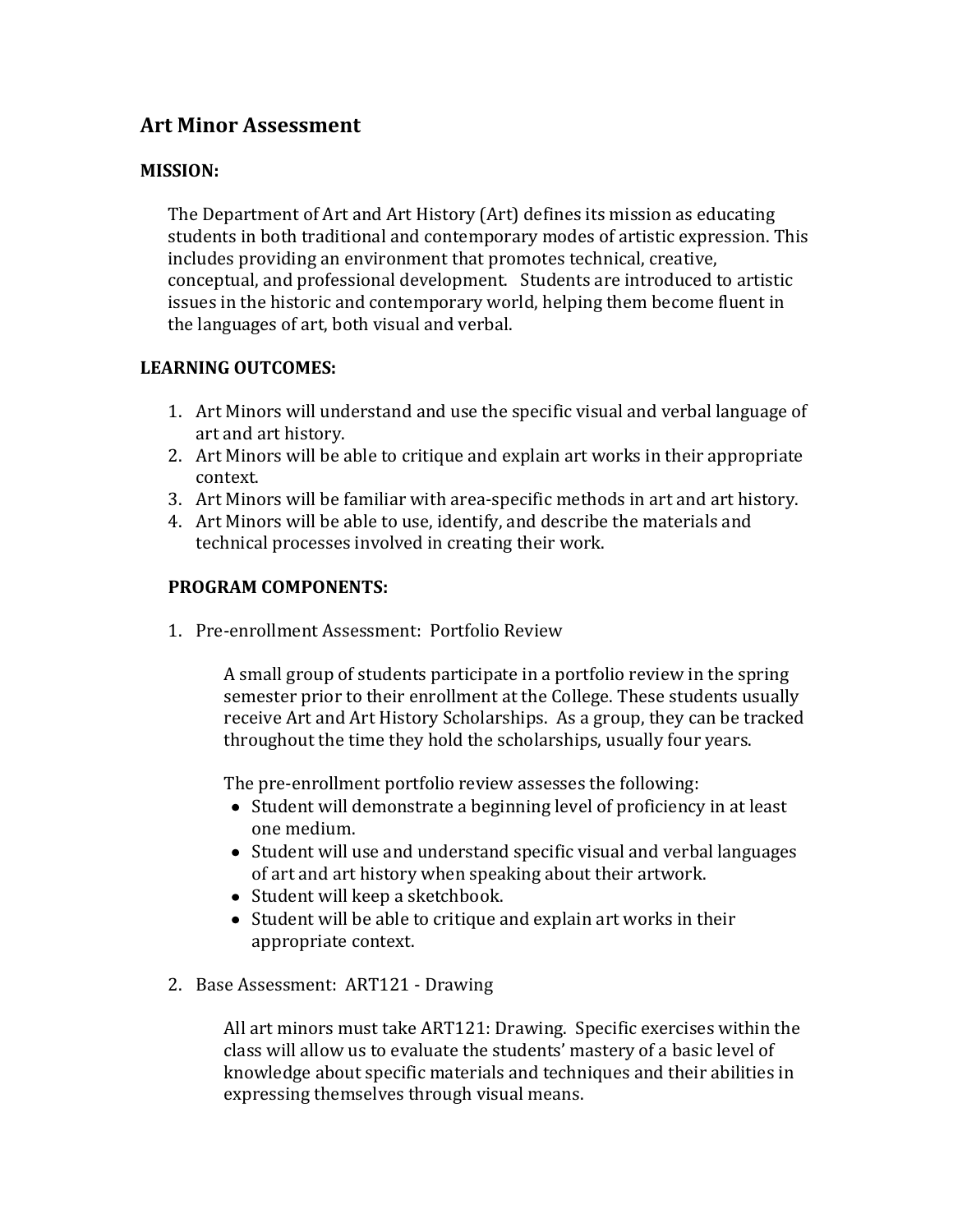## Art Minor Assessment

**MISSION:**

The Department of Art and Art History (Art) defines its mission as educating students in both traditional and contemporary modes of artistic expression. This includes providing an environment that promotes technical, creative, conceptual, and professional development. Students are introduced to artistic issues in the historic and contemporary world, helping them become fluent in the languages of art, both visual and verbal.

**LEARNING OUTCOMES:**

1. Art Minors will understand and use the specific visual and verbal language of art and art history.
2. Art Minors will be able to critique and explain art works in their appropriate context.
3. Art Minors will be familiar with area-specific methods in art and art history.
4. Art Minors will be able to use, identify, and describe the materials and technical processes involved in creating their work.

**PROGRAM COMPONENTS:**

1. Pre-enrollment Assessment: Portfolio Review

   A small group of students participate in a portfolio review in the spring semester prior to their enrollment at the College. These students usually receive Art and Art History Scholarships. As a group, they can be tracked throughout the time they hold the scholarships, usually four years.

   The pre-enrollment portfolio review assesses the following:
   - Student will demonstrate a beginning level of proficiency in at least one medium.
   - Student will use and understand specific visual and verbal languages of art and art history when speaking about their artwork.
   - Student will keep a sketchbook.
   - Student will be able to critique and explain art works in their appropriate context.

2. Base Assessment: ART121 - Drawing

   All art minors must take ART121: Drawing. Specific exercises within the class will allow us to evaluate the students' mastery of a basic level of knowledge about specific materials and techniques and their abilities in expressing themselves through visual means.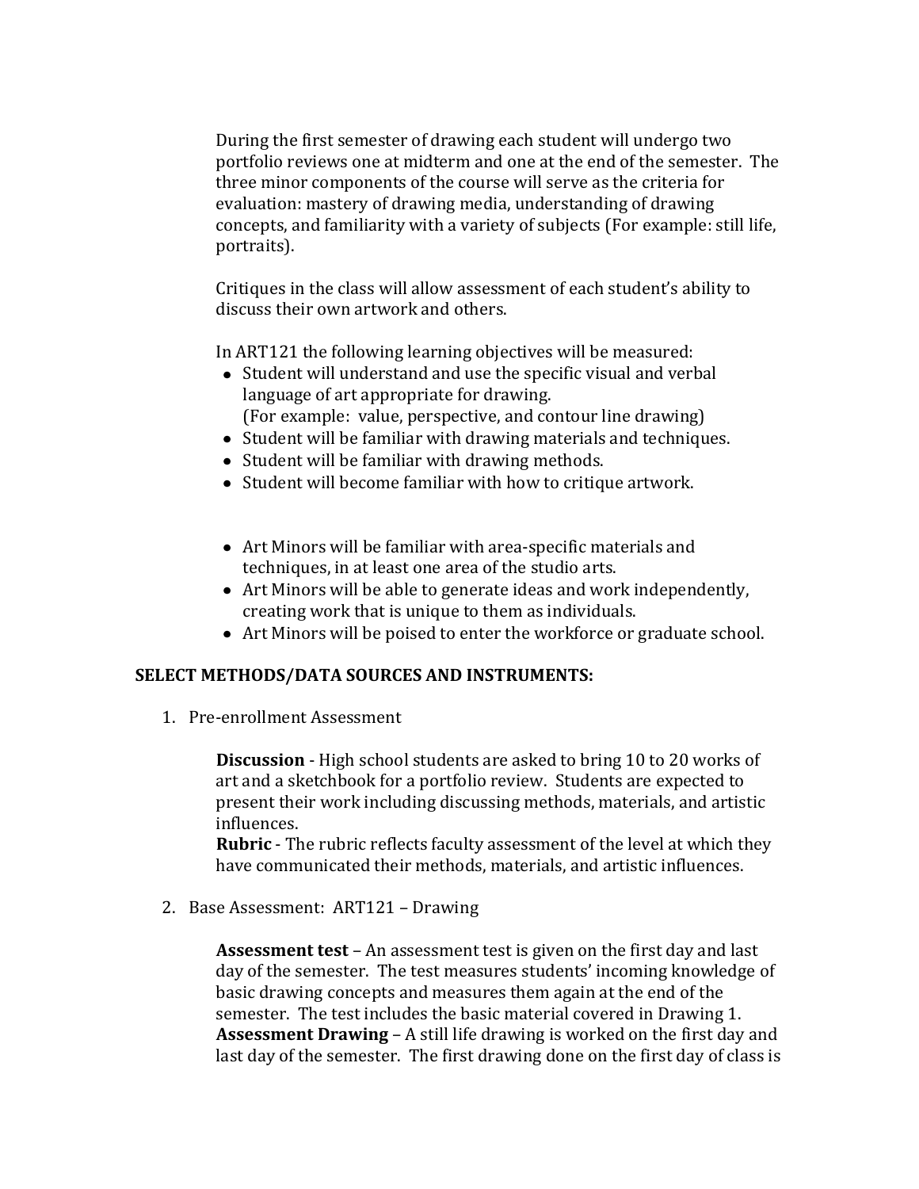During the first semester of drawing each student will undergo two portfolio reviews one at midterm and one at the end of the semester. The three minor components of the course will serve as the criteria for evaluation: mastery of drawing media, understanding of drawing concepts, and familiarity with a variety of subjects (For example: still life, portraits).

Critiques in the class will allow assessment of each student's ability to discuss their own artwork and others.

In ART121 the following learning objectives will be measured:

- Student will understand and use the specific visual and verbal language of art appropriate for drawing.
  (For example: value, perspective, and contour line drawing)
- Student will be familiar with drawing materials and techniques.
- Student will be familiar with drawing methods.
- Student will become familiar with how to critique artwork.

- Art Minors will be familiar with area-specific materials and techniques, in at least one area of the studio arts.
- Art Minors will be able to generate ideas and work independently, creating work that is unique to them as individuals.
- Art Minors will be poised to enter the workforce or graduate school.

**SELECT METHODS/DATA SOURCES AND INSTRUMENTS:**

1. Pre-enrollment Assessment

   **Discussion** - High school students are asked to bring 10 to 20 works of art and a sketchbook for a portfolio review. Students are expected to present their work including discussing methods, materials, and artistic influences.
   **Rubric** - The rubric reflects faculty assessment of the level at which they have communicated their methods, materials, and artistic influences.

2. Base Assessment: ART121 – Drawing

   **Assessment test** – An assessment test is given on the first day and last day of the semester. The test measures students' incoming knowledge of basic drawing concepts and measures them again at the end of the semester. The test includes the basic material covered in Drawing 1.
   **Assessment Drawing** – A still life drawing is worked on the first day and last day of the semester. The first drawing done on the first day of class is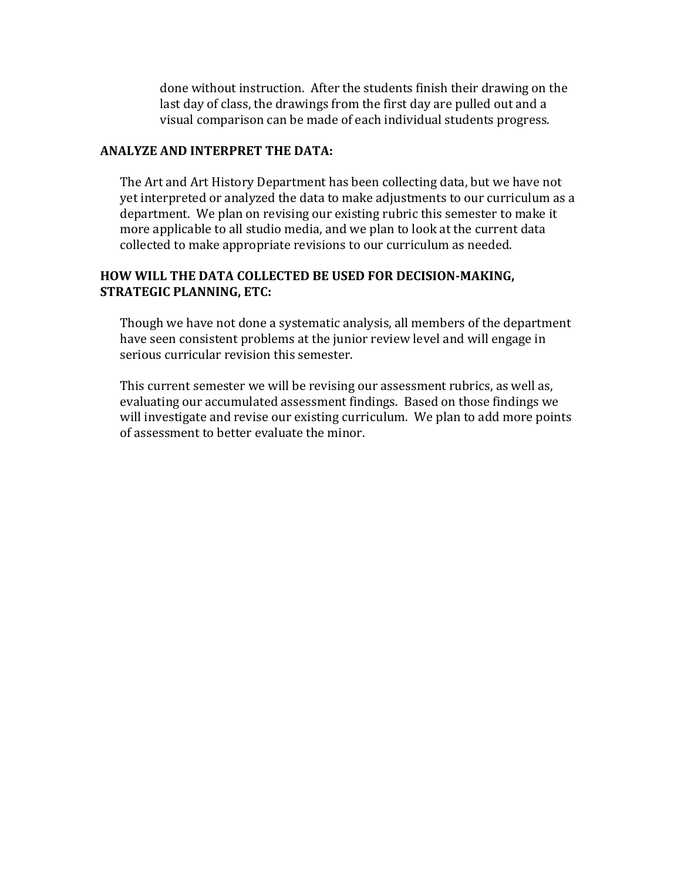done without instruction. After the students finish their drawing on the last day of class, the drawings from the first day are pulled out and a visual comparison can be made of each individual students progress.

**ANALYZE AND INTERPRET THE DATA:**

The Art and Art History Department has been collecting data, but we have not yet interpreted or analyzed the data to make adjustments to our curriculum as a department. We plan on revising our existing rubric this semester to make it more applicable to all studio media, and we plan to look at the current data collected to make appropriate revisions to our curriculum as needed.

**HOW WILL THE DATA COLLECTED BE USED FOR DECISION-MAKING, STRATEGIC PLANNING, ETC:**

Though we have not done a systematic analysis, all members of the department have seen consistent problems at the junior review level and will engage in serious curricular revision this semester.

This current semester we will be revising our assessment rubrics, as well as, evaluating our accumulated assessment findings. Based on those findings we will investigate and revise our existing curriculum. We plan to add more points of assessment to better evaluate the minor.